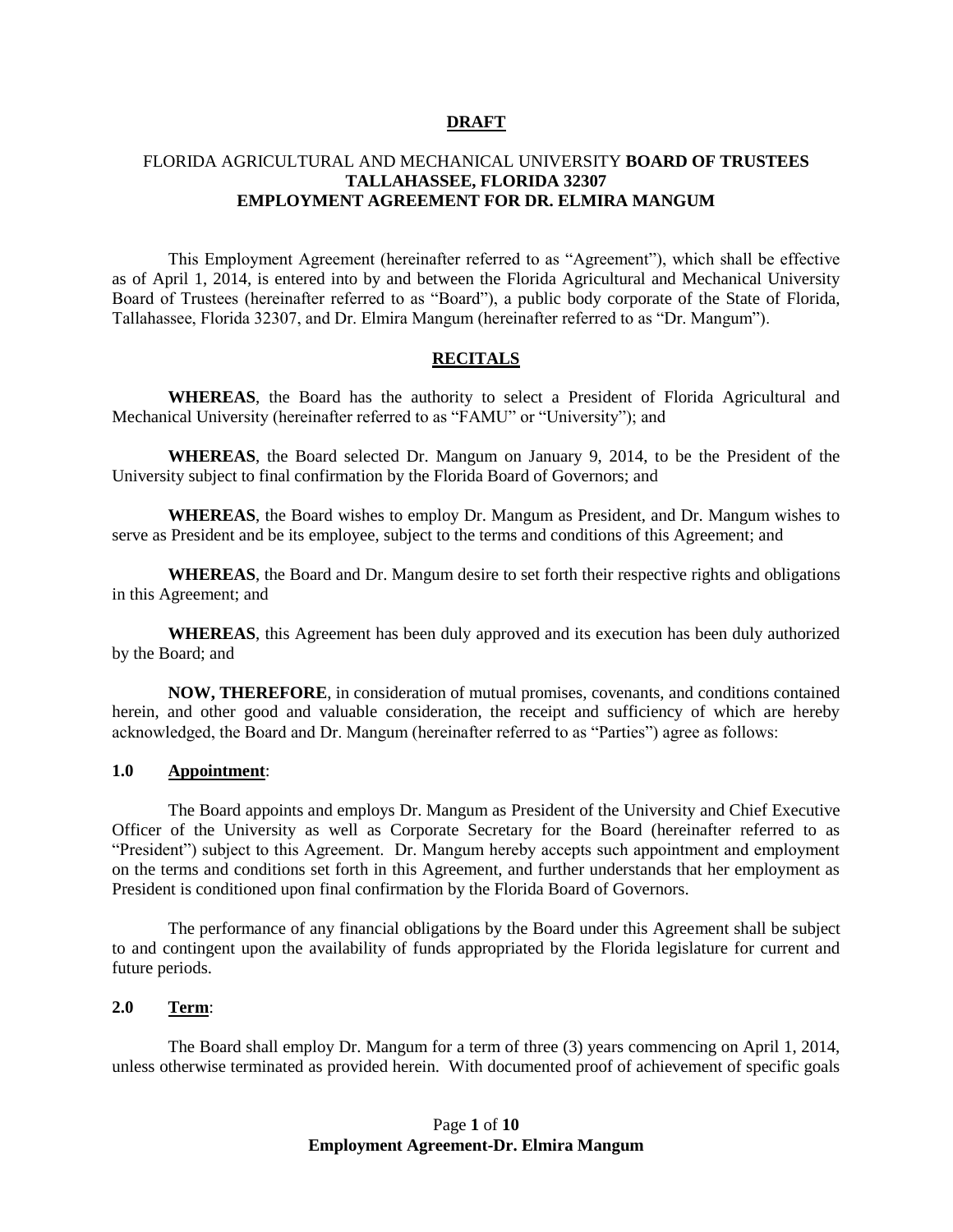**DRAFT**

FLORIDA AGRICULTURAL AND MECHANICAL UNIVERSITY **BOARD OF TRUSTEES**
**TALLAHASSEE, FLORIDA 32307**
**EMPLOYMENT AGREEMENT FOR DR. ELMIRA MANGUM**

This Employment Agreement (hereinafter referred to as "Agreement"), which shall be effective as of April 1, 2014, is entered into by and between the Florida Agricultural and Mechanical University Board of Trustees (hereinafter referred to as "Board"), a public body corporate of the State of Florida, Tallahassee, Florida 32307, and Dr. Elmira Mangum (hereinafter referred to as "Dr. Mangum").

## RECITALS

**WHEREAS**, the Board has the authority to select a President of Florida Agricultural and Mechanical University (hereinafter referred to as "FAMU" or "University"); and

**WHEREAS**, the Board selected Dr. Mangum on January 9, 2014, to be the President of the University subject to final confirmation by the Florida Board of Governors; and

**WHEREAS**, the Board wishes to employ Dr. Mangum as President, and Dr. Mangum wishes to serve as President and be its employee, subject to the terms and conditions of this Agreement; and

**WHEREAS**, the Board and Dr. Mangum desire to set forth their respective rights and obligations in this Agreement; and

**WHEREAS**, this Agreement has been duly approved and its execution has been duly authorized by the Board; and

**NOW, THEREFORE**, in consideration of mutual promises, covenants, and conditions contained herein, and other good and valuable consideration, the receipt and sufficiency of which are hereby acknowledged, the Board and Dr. Mangum (hereinafter referred to as "Parties") agree as follows:

### 1.0 Appointment:

The Board appoints and employs Dr. Mangum as President of the University and Chief Executive Officer of the University as well as Corporate Secretary for the Board (hereinafter referred to as "President") subject to this Agreement. Dr. Mangum hereby accepts such appointment and employment on the terms and conditions set forth in this Agreement, and further understands that her employment as President is conditioned upon final confirmation by the Florida Board of Governors.

The performance of any financial obligations by the Board under this Agreement shall be subject to and contingent upon the availability of funds appropriated by the Florida legislature for current and future periods.

### 2.0 Term:

The Board shall employ Dr. Mangum for a term of three (3) years commencing on April 1, 2014, unless otherwise terminated as provided herein. With documented proof of achievement of specific goals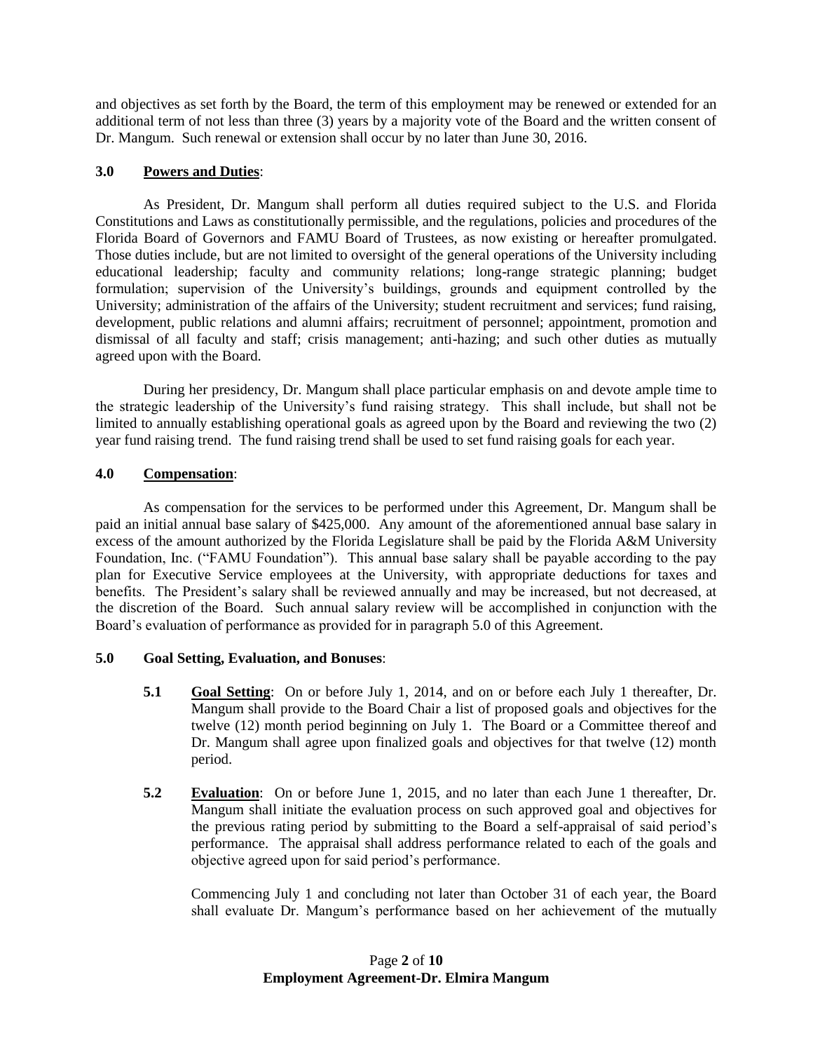and objectives as set forth by the Board, the term of this employment may be renewed or extended for an additional term of not less than three (3) years by a majority vote of the Board and the written consent of Dr. Mangum. Such renewal or extension shall occur by no later than June 30, 2016.

**3.0 <u>Powers and Duties</u>**:

As President, Dr. Mangum shall perform all duties required subject to the U.S. and Florida Constitutions and Laws as constitutionally permissible, and the regulations, policies and procedures of the Florida Board of Governors and FAMU Board of Trustees, as now existing or hereafter promulgated. Those duties include, but are not limited to oversight of the general operations of the University including educational leadership; faculty and community relations; long-range strategic planning; budget formulation; supervision of the University's buildings, grounds and equipment controlled by the University; administration of the affairs of the University; student recruitment and services; fund raising, development, public relations and alumni affairs; recruitment of personnel; appointment, promotion and dismissal of all faculty and staff; crisis management; anti-hazing; and such other duties as mutually agreed upon with the Board.

During her presidency, Dr. Mangum shall place particular emphasis on and devote ample time to the strategic leadership of the University's fund raising strategy. This shall include, but shall not be limited to annually establishing operational goals as agreed upon by the Board and reviewing the two (2) year fund raising trend. The fund raising trend shall be used to set fund raising goals for each year.

**4.0 <u>Compensation</u>**:

As compensation for the services to be performed under this Agreement, Dr. Mangum shall be paid an initial annual base salary of $425,000. Any amount of the aforementioned annual base salary in excess of the amount authorized by the Florida Legislature shall be paid by the Florida A&M University Foundation, Inc. ("FAMU Foundation"). This annual base salary shall be payable according to the pay plan for Executive Service employees at the University, with appropriate deductions for taxes and benefits. The President's salary shall be reviewed annually and may be increased, but not decreased, at the discretion of the Board. Such annual salary review will be accomplished in conjunction with the Board's evaluation of performance as provided for in paragraph 5.0 of this Agreement.

**5.0 Goal Setting, Evaluation, and Bonuses**:

**5.1 <u>Goal Setting</u>**: On or before July 1, 2014, and on or before each July 1 thereafter, Dr. Mangum shall provide to the Board Chair a list of proposed goals and objectives for the twelve (12) month period beginning on July 1. The Board or a Committee thereof and Dr. Mangum shall agree upon finalized goals and objectives for that twelve (12) month period.

**5.2 <u>Evaluation</u>**: On or before June 1, 2015, and no later than each June 1 thereafter, Dr. Mangum shall initiate the evaluation process on such approved goal and objectives for the previous rating period by submitting to the Board a self-appraisal of said period's performance. The appraisal shall address performance related to each of the goals and objective agreed upon for said period's performance.

Commencing July 1 and concluding not later than October 31 of each year, the Board shall evaluate Dr. Mangum's performance based on her achievement of the mutually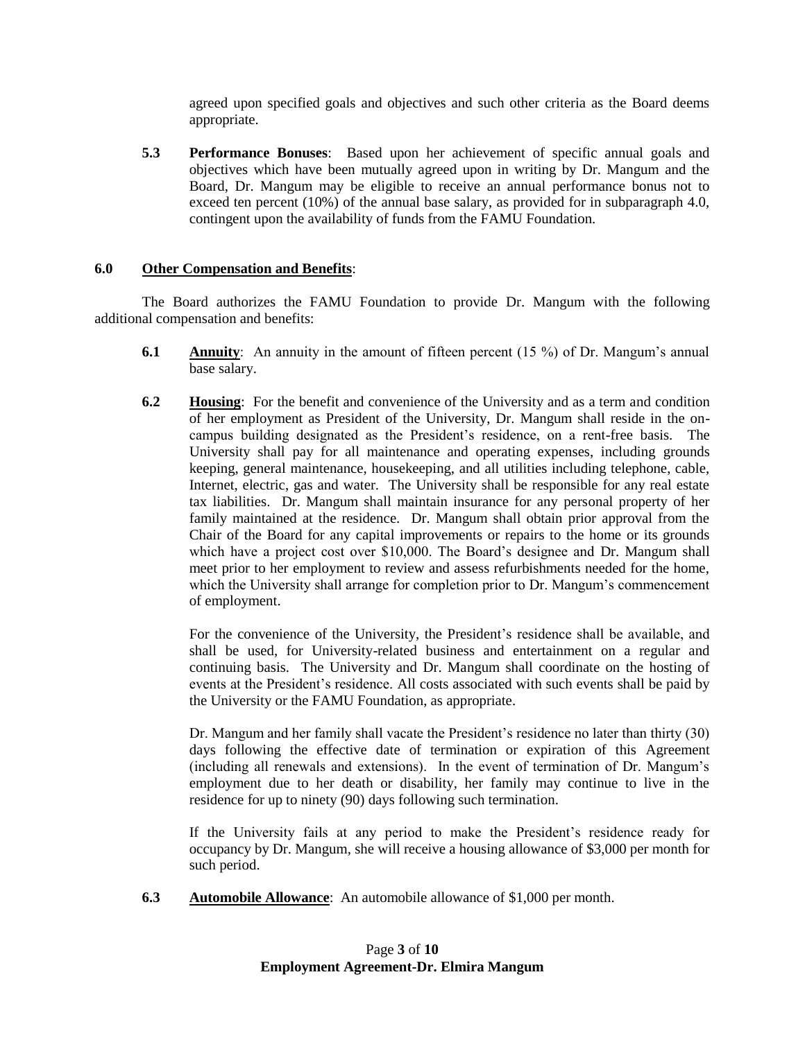agreed upon specified goals and objectives and such other criteria as the Board deems appropriate.

**5.3 Performance Bonuses**: Based upon her achievement of specific annual goals and objectives which have been mutually agreed upon in writing by Dr. Mangum and the Board, Dr. Mangum may be eligible to receive an annual performance bonus not to exceed ten percent (10%) of the annual base salary, as provided for in subparagraph 4.0, contingent upon the availability of funds from the FAMU Foundation.

## 6.0 Other Compensation and Benefits:

The Board authorizes the FAMU Foundation to provide Dr. Mangum with the following additional compensation and benefits:

**6.1 Annuity**: An annuity in the amount of fifteen percent (15 %) of Dr. Mangum's annual base salary.

**6.2 Housing**: For the benefit and convenience of the University and as a term and condition of her employment as President of the University, Dr. Mangum shall reside in the on-campus building designated as the President's residence, on a rent-free basis. The University shall pay for all maintenance and operating expenses, including grounds keeping, general maintenance, housekeeping, and all utilities including telephone, cable, Internet, electric, gas and water. The University shall be responsible for any real estate tax liabilities. Dr. Mangum shall maintain insurance for any personal property of her family maintained at the residence. Dr. Mangum shall obtain prior approval from the Chair of the Board for any capital improvements or repairs to the home or its grounds which have a project cost over $10,000. The Board's designee and Dr. Mangum shall meet prior to her employment to review and assess refurbishments needed for the home, which the University shall arrange for completion prior to Dr. Mangum's commencement of employment.

For the convenience of the University, the President's residence shall be available, and shall be used, for University-related business and entertainment on a regular and continuing basis. The University and Dr. Mangum shall coordinate on the hosting of events at the President's residence. All costs associated with such events shall be paid by the University or the FAMU Foundation, as appropriate.

Dr. Mangum and her family shall vacate the President's residence no later than thirty (30) days following the effective date of termination or expiration of this Agreement (including all renewals and extensions). In the event of termination of Dr. Mangum's employment due to her death or disability, her family may continue to live in the residence for up to ninety (90) days following such termination.

If the University fails at any period to make the President's residence ready for occupancy by Dr. Mangum, she will receive a housing allowance of $3,000 per month for such period.

**6.3 Automobile Allowance**: An automobile allowance of $1,000 per month.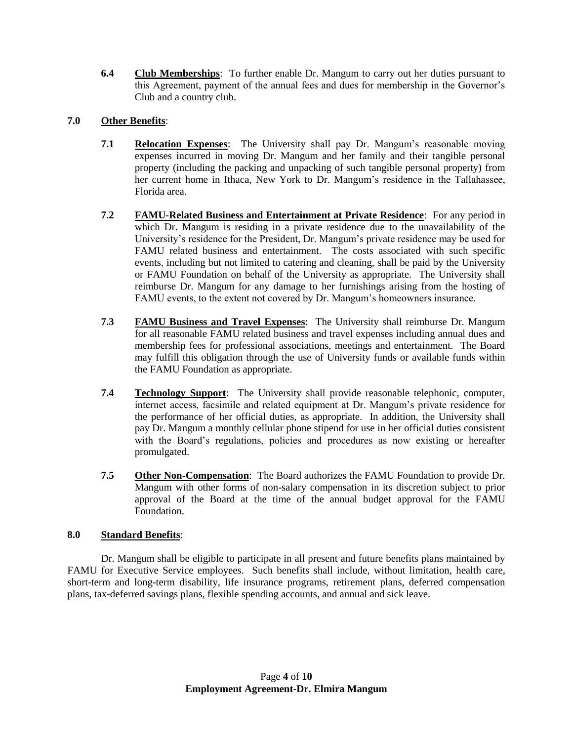**6.4** **Club Memberships**: To further enable Dr. Mangum to carry out her duties pursuant to this Agreement, payment of the annual fees and dues for membership in the Governor's Club and a country club.

**7.0** **Other Benefits**:

**7.1** **Relocation Expenses**: The University shall pay Dr. Mangum's reasonable moving expenses incurred in moving Dr. Mangum and her family and their tangible personal property (including the packing and unpacking of such tangible personal property) from her current home in Ithaca, New York to Dr. Mangum's residence in the Tallahassee, Florida area.

**7.2** **FAMU-Related Business and Entertainment at Private Residence**: For any period in which Dr. Mangum is residing in a private residence due to the unavailability of the University's residence for the President, Dr. Mangum's private residence may be used for FAMU related business and entertainment. The costs associated with such specific events, including but not limited to catering and cleaning, shall be paid by the University or FAMU Foundation on behalf of the University as appropriate. The University shall reimburse Dr. Mangum for any damage to her furnishings arising from the hosting of FAMU events, to the extent not covered by Dr. Mangum's homeowners insurance.

**7.3** **FAMU Business and Travel Expenses**: The University shall reimburse Dr. Mangum for all reasonable FAMU related business and travel expenses including annual dues and membership fees for professional associations, meetings and entertainment. The Board may fulfill this obligation through the use of University funds or available funds within the FAMU Foundation as appropriate.

**7.4** **Technology Support**: The University shall provide reasonable telephonic, computer, internet access, facsimile and related equipment at Dr. Mangum's private residence for the performance of her official duties, as appropriate. In addition, the University shall pay Dr. Mangum a monthly cellular phone stipend for use in her official duties consistent with the Board's regulations, policies and procedures as now existing or hereafter promulgated.

**7.5** **Other Non-Compensation**: The Board authorizes the FAMU Foundation to provide Dr. Mangum with other forms of non-salary compensation in its discretion subject to prior approval of the Board at the time of the annual budget approval for the FAMU Foundation.

**8.0** **Standard Benefits**:

Dr. Mangum shall be eligible to participate in all present and future benefits plans maintained by FAMU for Executive Service employees. Such benefits shall include, without limitation, health care, short-term and long-term disability, life insurance programs, retirement plans, deferred compensation plans, tax-deferred savings plans, flexible spending accounts, and annual and sick leave.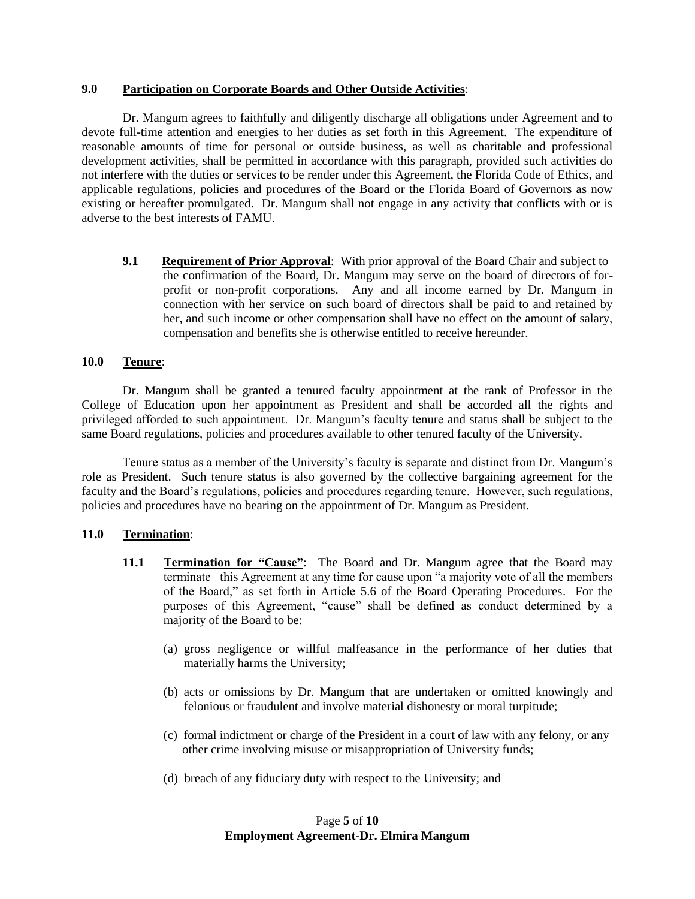**9.0 Participation on Corporate Boards and Other Outside Activities**:

Dr. Mangum agrees to faithfully and diligently discharge all obligations under Agreement and to devote full-time attention and energies to her duties as set forth in this Agreement. The expenditure of reasonable amounts of time for personal or outside business, as well as charitable and professional development activities, shall be permitted in accordance with this paragraph, provided such activities do not interfere with the duties or services to be render under this Agreement, the Florida Code of Ethics, and applicable regulations, policies and procedures of the Board or the Florida Board of Governors as now existing or hereafter promulgated. Dr. Mangum shall not engage in any activity that conflicts with or is adverse to the best interests of FAMU.

**9.1 Requirement of Prior Approval**: With prior approval of the Board Chair and subject to the confirmation of the Board, Dr. Mangum may serve on the board of directors of for-profit or non-profit corporations. Any and all income earned by Dr. Mangum in connection with her service on such board of directors shall be paid to and retained by her, and such income or other compensation shall have no effect on the amount of salary, compensation and benefits she is otherwise entitled to receive hereunder.

**10.0 Tenure**:

Dr. Mangum shall be granted a tenured faculty appointment at the rank of Professor in the College of Education upon her appointment as President and shall be accorded all the rights and privileged afforded to such appointment. Dr. Mangum's faculty tenure and status shall be subject to the same Board regulations, policies and procedures available to other tenured faculty of the University.

Tenure status as a member of the University's faculty is separate and distinct from Dr. Mangum's role as President. Such tenure status is also governed by the collective bargaining agreement for the faculty and the Board's regulations, policies and procedures regarding tenure. However, such regulations, policies and procedures have no bearing on the appointment of Dr. Mangum as President.

**11.0 Termination**:

**11.1 Termination for "Cause"**: The Board and Dr. Mangum agree that the Board may terminate this Agreement at any time for cause upon "a majority vote of all the members of the Board," as set forth in Article 5.6 of the Board Operating Procedures. For the purposes of this Agreement, "cause" shall be defined as conduct determined by a majority of the Board to be:

(a) gross negligence or willful malfeasance in the performance of her duties that materially harms the University;

(b) acts or omissions by Dr. Mangum that are undertaken or omitted knowingly and felonious or fraudulent and involve material dishonesty or moral turpitude;

(c) formal indictment or charge of the President in a court of law with any felony, or any other crime involving misuse or misappropriation of University funds;

(d) breach of any fiduciary duty with respect to the University; and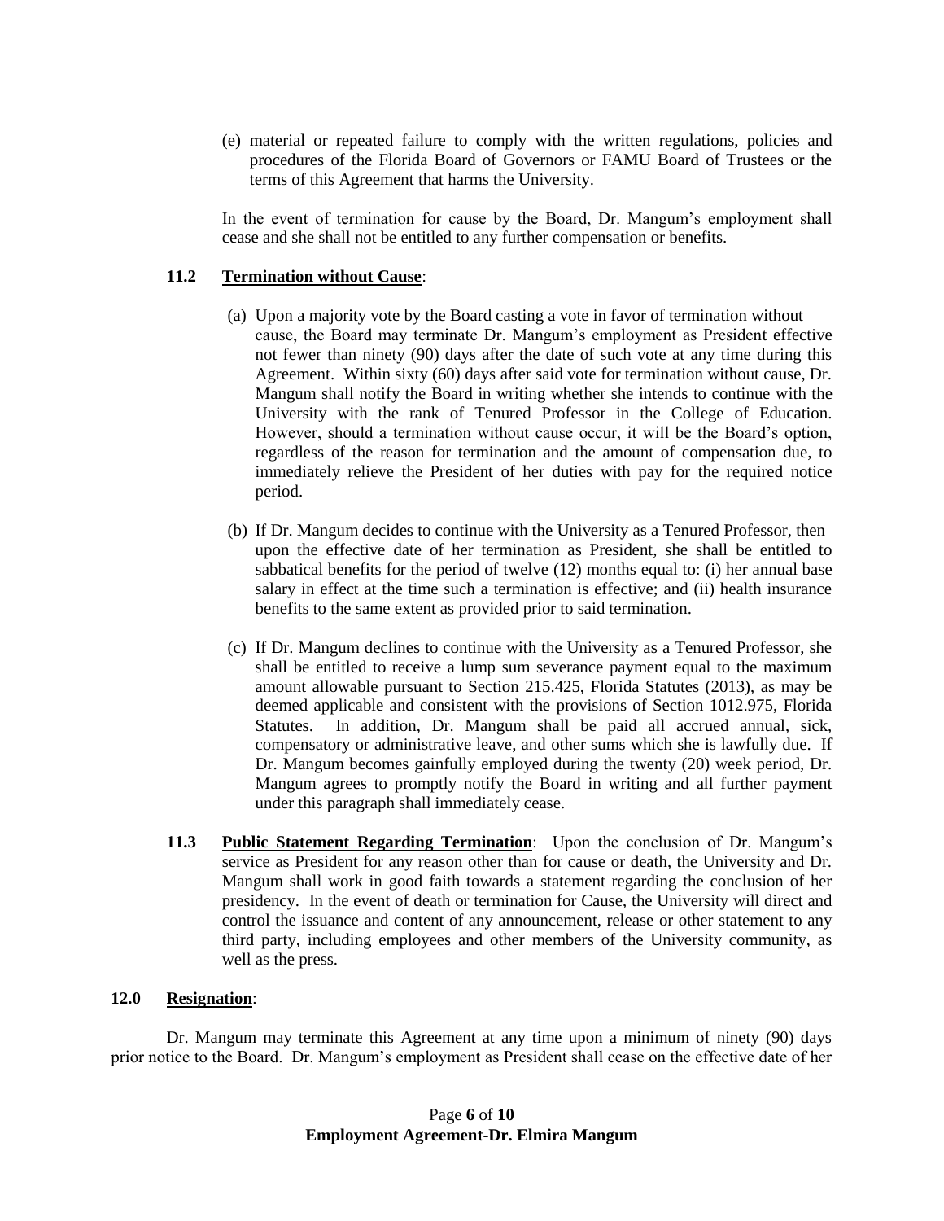(e) material or repeated failure to comply with the written regulations, policies and procedures of the Florida Board of Governors or FAMU Board of Trustees or the terms of this Agreement that harms the University.

In the event of termination for cause by the Board, Dr. Mangum's employment shall cease and she shall not be entitled to any further compensation or benefits.

**11.2 Termination without Cause**:

(a) Upon a majority vote by the Board casting a vote in favor of termination without cause, the Board may terminate Dr. Mangum's employment as President effective not fewer than ninety (90) days after the date of such vote at any time during this Agreement. Within sixty (60) days after said vote for termination without cause, Dr. Mangum shall notify the Board in writing whether she intends to continue with the University with the rank of Tenured Professor in the College of Education. However, should a termination without cause occur, it will be the Board's option, regardless of the reason for termination and the amount of compensation due, to immediately relieve the President of her duties with pay for the required notice period.

(b) If Dr. Mangum decides to continue with the University as a Tenured Professor, then upon the effective date of her termination as President, she shall be entitled to sabbatical benefits for the period of twelve (12) months equal to: (i) her annual base salary in effect at the time such a termination is effective; and (ii) health insurance benefits to the same extent as provided prior to said termination.

(c) If Dr. Mangum declines to continue with the University as a Tenured Professor, she shall be entitled to receive a lump sum severance payment equal to the maximum amount allowable pursuant to Section 215.425, Florida Statutes (2013), as may be deemed applicable and consistent with the provisions of Section 1012.975, Florida Statutes. In addition, Dr. Mangum shall be paid all accrued annual, sick, compensatory or administrative leave, and other sums which she is lawfully due. If Dr. Mangum becomes gainfully employed during the twenty (20) week period, Dr. Mangum agrees to promptly notify the Board in writing and all further payment under this paragraph shall immediately cease.

**11.3 Public Statement Regarding Termination**: Upon the conclusion of Dr. Mangum's service as President for any reason other than for cause or death, the University and Dr. Mangum shall work in good faith towards a statement regarding the conclusion of her presidency. In the event of death or termination for Cause, the University will direct and control the issuance and content of any announcement, release or other statement to any third party, including employees and other members of the University community, as well as the press.

**12.0 Resignation**:

Dr. Mangum may terminate this Agreement at any time upon a minimum of ninety (90) days prior notice to the Board. Dr. Mangum's employment as President shall cease on the effective date of her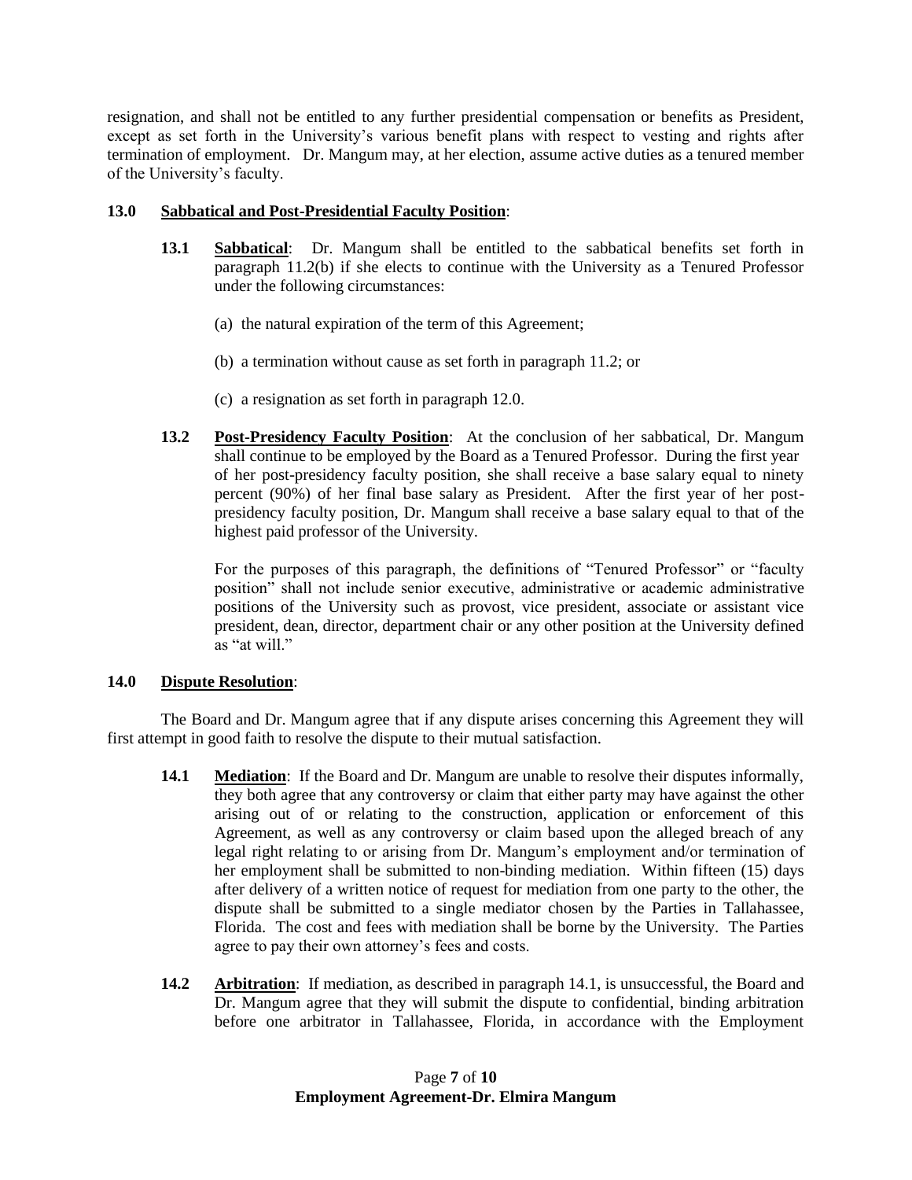resignation, and shall not be entitled to any further presidential compensation or benefits as President, except as set forth in the University's various benefit plans with respect to vesting and rights after termination of employment. Dr. Mangum may, at her election, assume active duties as a tenured member of the University's faculty.

**13.0 Sabbatical and Post-Presidential Faculty Position**:

**13.1 Sabbatical**: Dr. Mangum shall be entitled to the sabbatical benefits set forth in paragraph 11.2(b) if she elects to continue with the University as a Tenured Professor under the following circumstances:

(a) the natural expiration of the term of this Agreement;

(b) a termination without cause as set forth in paragraph 11.2; or

(c) a resignation as set forth in paragraph 12.0.

**13.2 Post-Presidency Faculty Position**: At the conclusion of her sabbatical, Dr. Mangum shall continue to be employed by the Board as a Tenured Professor. During the first year of her post-presidency faculty position, she shall receive a base salary equal to ninety percent (90%) of her final base salary as President. After the first year of her post-presidency faculty position, Dr. Mangum shall receive a base salary equal to that of the highest paid professor of the University.

For the purposes of this paragraph, the definitions of "Tenured Professor" or "faculty position" shall not include senior executive, administrative or academic administrative positions of the University such as provost, vice president, associate or assistant vice president, dean, director, department chair or any other position at the University defined as "at will."

**14.0 Dispute Resolution**:

The Board and Dr. Mangum agree that if any dispute arises concerning this Agreement they will first attempt in good faith to resolve the dispute to their mutual satisfaction.

**14.1 Mediation**: If the Board and Dr. Mangum are unable to resolve their disputes informally, they both agree that any controversy or claim that either party may have against the other arising out of or relating to the construction, application or enforcement of this Agreement, as well as any controversy or claim based upon the alleged breach of any legal right relating to or arising from Dr. Mangum's employment and/or termination of her employment shall be submitted to non-binding mediation. Within fifteen (15) days after delivery of a written notice of request for mediation from one party to the other, the dispute shall be submitted to a single mediator chosen by the Parties in Tallahassee, Florida. The cost and fees with mediation shall be borne by the University. The Parties agree to pay their own attorney's fees and costs.

**14.2 Arbitration**: If mediation, as described in paragraph 14.1, is unsuccessful, the Board and Dr. Mangum agree that they will submit the dispute to confidential, binding arbitration before one arbitrator in Tallahassee, Florida, in accordance with the Employment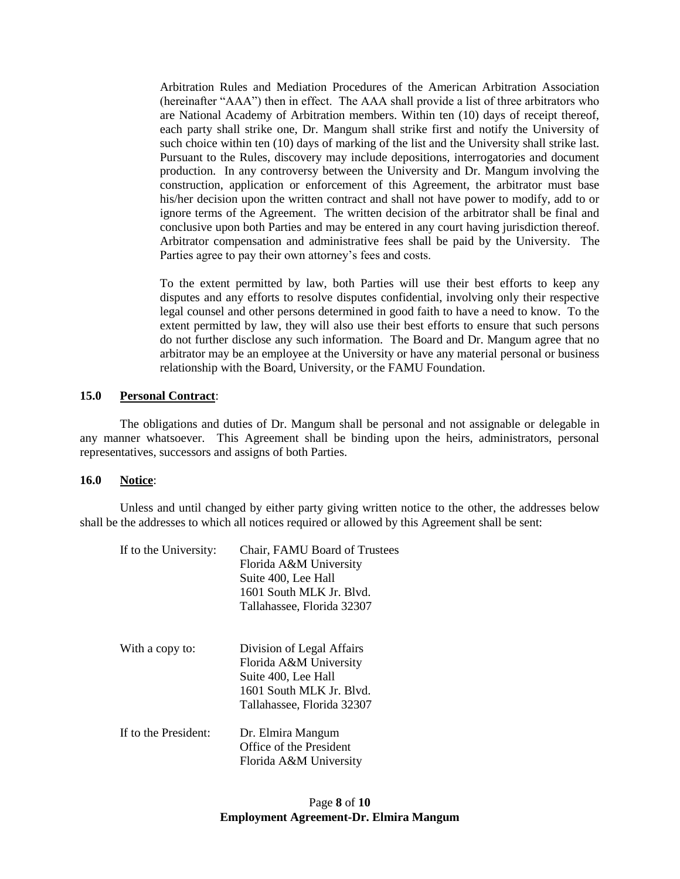Arbitration Rules and Mediation Procedures of the American Arbitration Association (hereinafter "AAA") then in effect. The AAA shall provide a list of three arbitrators who are National Academy of Arbitration members. Within ten (10) days of receipt thereof, each party shall strike one, Dr. Mangum shall strike first and notify the University of such choice within ten (10) days of marking of the list and the University shall strike last. Pursuant to the Rules, discovery may include depositions, interrogatories and document production. In any controversy between the University and Dr. Mangum involving the construction, application or enforcement of this Agreement, the arbitrator must base his/her decision upon the written contract and shall not have power to modify, add to or ignore terms of the Agreement. The written decision of the arbitrator shall be final and conclusive upon both Parties and may be entered in any court having jurisdiction thereof. Arbitrator compensation and administrative fees shall be paid by the University. The Parties agree to pay their own attorney's fees and costs.

To the extent permitted by law, both Parties will use their best efforts to keep any disputes and any efforts to resolve disputes confidential, involving only their respective legal counsel and other persons determined in good faith to have a need to know. To the extent permitted by law, they will also use their best efforts to ensure that such persons do not further disclose any such information. The Board and Dr. Mangum agree that no arbitrator may be an employee at the University or have any material personal or business relationship with the Board, University, or the FAMU Foundation.

**15.0 Personal Contract**:

The obligations and duties of Dr. Mangum shall be personal and not assignable or delegable in any manner whatsoever. This Agreement shall be binding upon the heirs, administrators, personal representatives, successors and assigns of both Parties.

**16.0 Notice**:

Unless and until changed by either party giving written notice to the other, the addresses below shall be the addresses to which all notices required or allowed by this Agreement shall be sent:

If to the University:
Chair, FAMU Board of Trustees
Florida A&M University
Suite 400, Lee Hall
1601 South MLK Jr. Blvd.
Tallahassee, Florida 32307

With a copy to:
Division of Legal Affairs
Florida A&M University
Suite 400, Lee Hall
1601 South MLK Jr. Blvd.
Tallahassee, Florida 32307

If to the President:
Dr. Elmira Mangum
Office of the President
Florida A&M University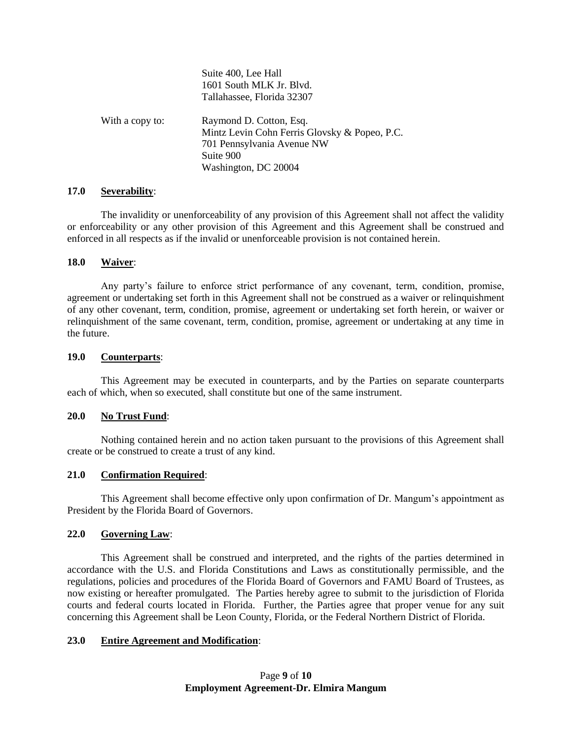Suite 400, Lee Hall
1601 South MLK Jr. Blvd.
Tallahassee, Florida 32307

With a copy to: Raymond D. Cotton, Esq.
Mintz Levin Cohn Ferris Glovsky & Popeo, P.C.
701 Pennsylvania Avenue NW
Suite 900
Washington, DC 20004

**17.0 Severability**:

The invalidity or unenforceability of any provision of this Agreement shall not affect the validity or enforceability or any other provision of this Agreement and this Agreement shall be construed and enforced in all respects as if the invalid or unenforceable provision is not contained herein.

**18.0 Waiver**:

Any party's failure to enforce strict performance of any covenant, term, condition, promise, agreement or undertaking set forth in this Agreement shall not be construed as a waiver or relinquishment of any other covenant, term, condition, promise, agreement or undertaking set forth herein, or waiver or relinquishment of the same covenant, term, condition, promise, agreement or undertaking at any time in the future.

**19.0 Counterparts**:

This Agreement may be executed in counterparts, and by the Parties on separate counterparts each of which, when so executed, shall constitute but one of the same instrument.

**20.0 No Trust Fund**:

Nothing contained herein and no action taken pursuant to the provisions of this Agreement shall create or be construed to create a trust of any kind.

**21.0 Confirmation Required**:

This Agreement shall become effective only upon confirmation of Dr. Mangum's appointment as President by the Florida Board of Governors.

**22.0 Governing Law**:

This Agreement shall be construed and interpreted, and the rights of the parties determined in accordance with the U.S. and Florida Constitutions and Laws as constitutionally permissible, and the regulations, policies and procedures of the Florida Board of Governors and FAMU Board of Trustees, as now existing or hereafter promulgated. The Parties hereby agree to submit to the jurisdiction of Florida courts and federal courts located in Florida. Further, the Parties agree that proper venue for any suit concerning this Agreement shall be Leon County, Florida, or the Federal Northern District of Florida.

**23.0 Entire Agreement and Modification**: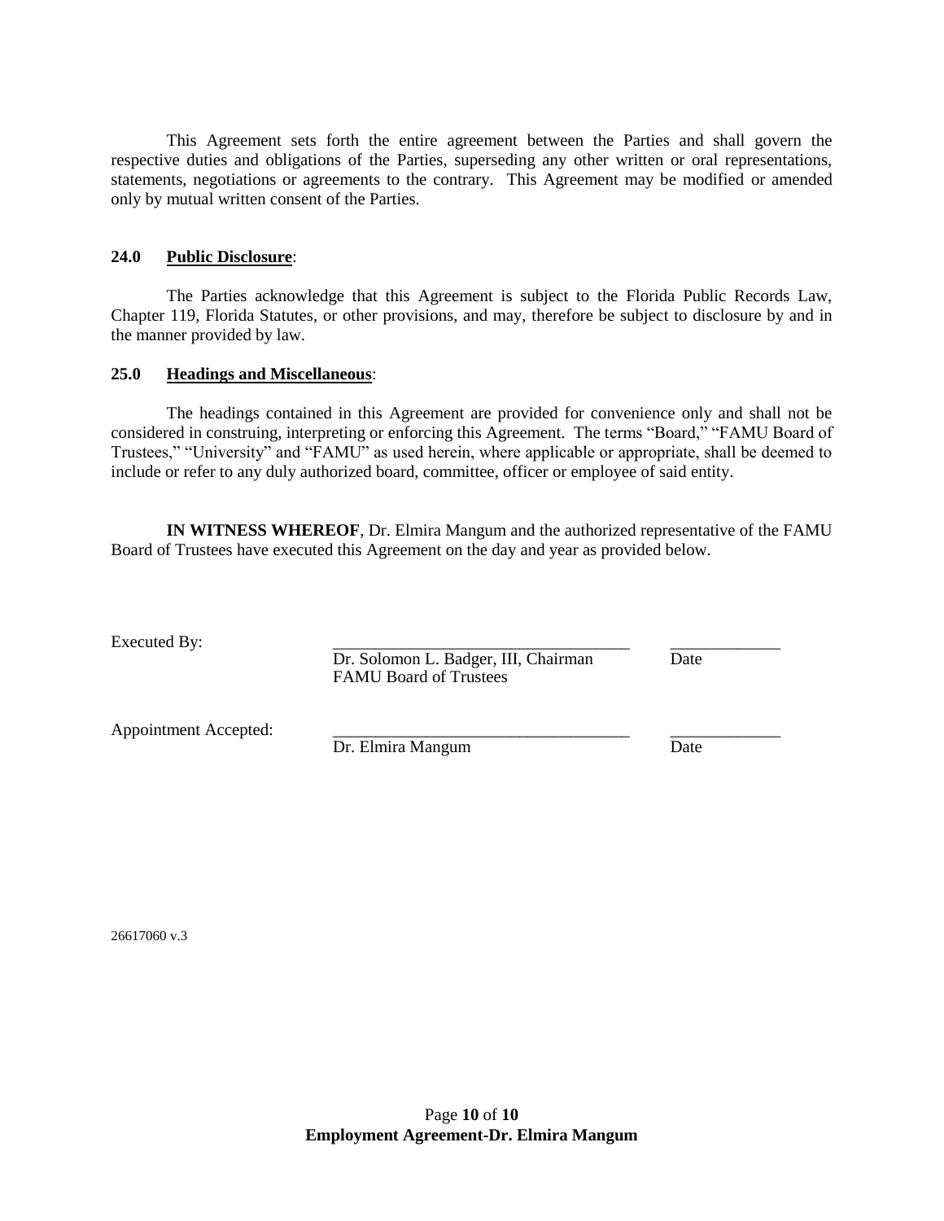This Agreement sets forth the entire agreement between the Parties and shall govern the respective duties and obligations of the Parties, superseding any other written or oral representations, statements, negotiations or agreements to the contrary. This Agreement may be modified or amended only by mutual written consent of the Parties.

**24.0 Public Disclosure**:

The Parties acknowledge that this Agreement is subject to the Florida Public Records Law, Chapter 119, Florida Statutes, or other provisions, and may, therefore be subject to disclosure by and in the manner provided by law.

**25.0 Headings and Miscellaneous**:

The headings contained in this Agreement are provided for convenience only and shall not be considered in construing, interpreting or enforcing this Agreement. The terms "Board," "FAMU Board of Trustees," "University" and "FAMU" as used herein, where applicable or appropriate, shall be deemed to include or refer to any duly authorized board, committee, officer or employee of said entity.

**IN WITNESS WHEREOF**, Dr. Elmira Mangum and the authorized representative of the FAMU Board of Trustees have executed this Agreement on the day and year as provided below.

Executed By: \_\_\_\_\_\_\_\_\_\_\_\_\_\_\_\_\_\_\_\_\_\_\_\_\_\_\_\_\_\_\_\_\_\_ \_\_\_\_\_\_\_\_\_\_\_\_\_
Dr. Solomon L. Badger, III, Chairman Date
FAMU Board of Trustees

Appointment Accepted: \_\_\_\_\_\_\_\_\_\_\_\_\_\_\_\_\_\_\_\_\_\_\_\_\_\_\_\_\_\_\_\_\_\_ \_\_\_\_\_\_\_\_\_\_\_\_\_
Dr. Elmira Mangum Date

26617060 v.3